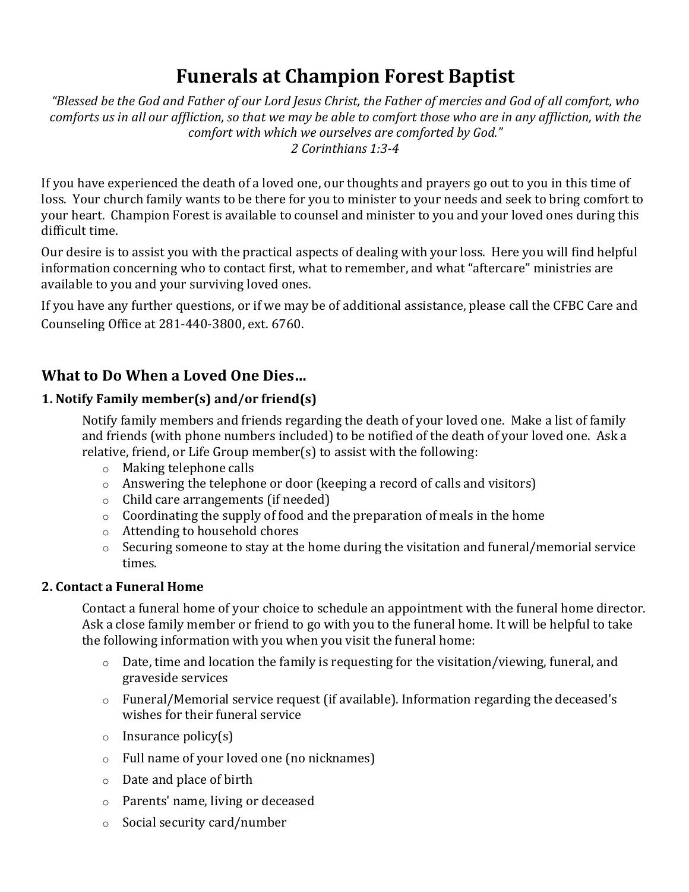# Funerals at Champion Forest Baptist

*"Blessed be the God and Father of our Lord Jesus Christ, the Father of mercies and God of all comfort, who comforts us in all our affliction, so that we may be able to comfort those who are in any affliction, with the comfort with which we ourselves are comforted by God."*
*2 Corinthians 1:3-4*

If you have experienced the death of a loved one, our thoughts and prayers go out to you in this time of loss. Your church family wants to be there for you to minister to your needs and seek to bring comfort to your heart. Champion Forest is available to counsel and minister to you and your loved ones during this difficult time.

Our desire is to assist you with the practical aspects of dealing with your loss. Here you will find helpful information concerning who to contact first, what to remember, and what "aftercare" ministries are available to you and your surviving loved ones.

If you have any further questions, or if we may be of additional assistance, please call the CFBC Care and Counseling Office at 281-440-3800, ext. 6760.

## What to Do When a Loved One Dies…

### 1. Notify Family member(s) and/or friend(s)

Notify family members and friends regarding the death of your loved one. Make a list of family and friends (with phone numbers included) to be notified of the death of your loved one. Ask a relative, friend, or Life Group member(s) to assist with the following:

- Making telephone calls
- Answering the telephone or door (keeping a record of calls and visitors)
- Child care arrangements (if needed)
- Coordinating the supply of food and the preparation of meals in the home
- Attending to household chores
- Securing someone to stay at the home during the visitation and funeral/memorial service times.

### 2. Contact a Funeral Home

Contact a funeral home of your choice to schedule an appointment with the funeral home director. Ask a close family member or friend to go with you to the funeral home. It will be helpful to take the following information with you when you visit the funeral home:

- Date, time and location the family is requesting for the visitation/viewing, funeral, and graveside services
- Funeral/Memorial service request (if available). Information regarding the deceased's wishes for their funeral service
- Insurance policy(s)
- Full name of your loved one (no nicknames)
- Date and place of birth
- Parents' name, living or deceased
- Social security card/number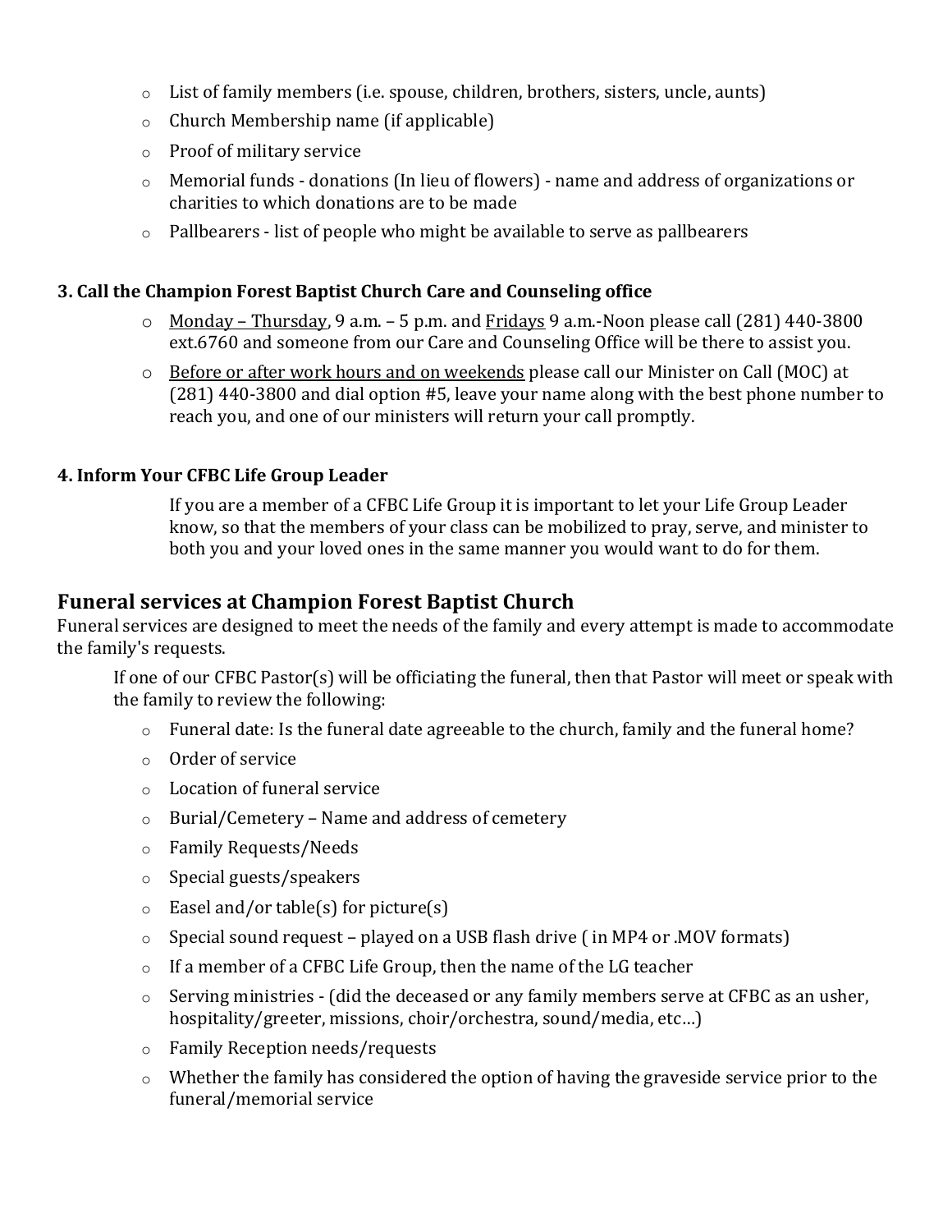- List of family members (i.e. spouse, children, brothers, sisters, uncle, aunts)
- Church Membership name (if applicable)
- Proof of military service
- Memorial funds - donations (In lieu of flowers) - name and address of organizations or charities to which donations are to be made
- Pallbearers - list of people who might be available to serve as pallbearers

**3. Call the Champion Forest Baptist Church Care and Counseling office**

- Monday – Thursday, 9 a.m. – 5 p.m. and Fridays 9 a.m.-Noon please call (281) 440-3800 ext.6760 and someone from our Care and Counseling Office will be there to assist you.
- Before or after work hours and on weekends please call our Minister on Call (MOC) at (281) 440-3800 and dial option #5, leave your name along with the best phone number to reach you, and one of our ministers will return your call promptly.

**4. Inform Your CFBC Life Group Leader**

If you are a member of a CFBC Life Group it is important to let your Life Group Leader know, so that the members of your class can be mobilized to pray, serve, and minister to both you and your loved ones in the same manner you would want to do for them.

## Funeral services at Champion Forest Baptist Church

Funeral services are designed to meet the needs of the family and every attempt is made to accommodate the family's requests.

If one of our CFBC Pastor(s) will be officiating the funeral, then that Pastor will meet or speak with the family to review the following:

- Funeral date: Is the funeral date agreeable to the church, family and the funeral home?
- Order of service
- Location of funeral service
- Burial/Cemetery – Name and address of cemetery
- Family Requests/Needs
- Special guests/speakers
- Easel and/or table(s) for picture(s)
- Special sound request – played on a USB flash drive ( in MP4 or .MOV formats)
- If a member of a CFBC Life Group, then the name of the LG teacher
- Serving ministries - (did the deceased or any family members serve at CFBC as an usher, hospitality/greeter, missions, choir/orchestra, sound/media, etc…)
- Family Reception needs/requests
- Whether the family has considered the option of having the graveside service prior to the funeral/memorial service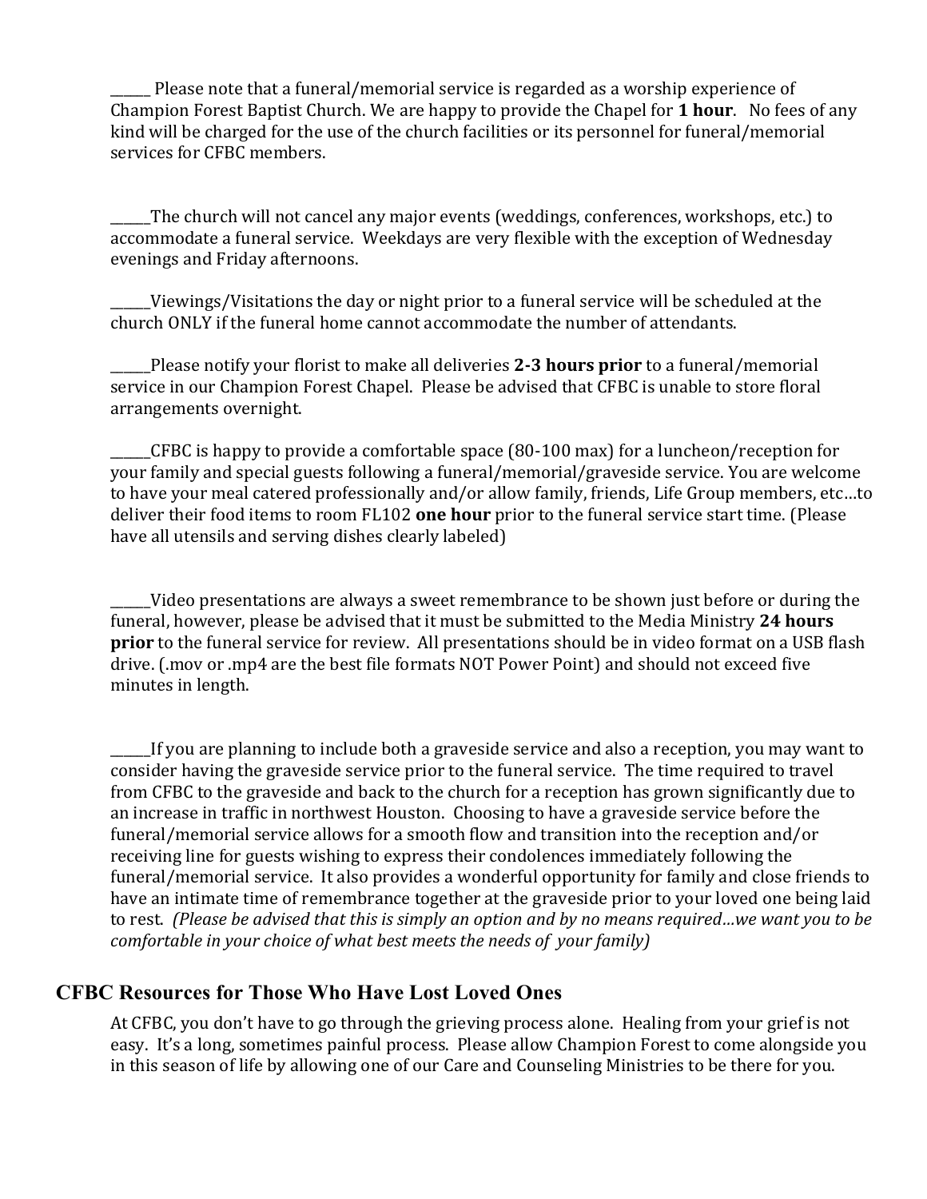______ Please note that a funeral/memorial service is regarded as a worship experience of Champion Forest Baptist Church. We are happy to provide the Chapel for **1 hour**. No fees of any kind will be charged for the use of the church facilities or its personnel for funeral/memorial services for CFBC members.

______The church will not cancel any major events (weddings, conferences, workshops, etc.) to accommodate a funeral service. Weekdays are very flexible with the exception of Wednesday evenings and Friday afternoons.

______Viewings/Visitations the day or night prior to a funeral service will be scheduled at the church ONLY if the funeral home cannot accommodate the number of attendants.

______Please notify your florist to make all deliveries **2-3 hours prior** to a funeral/memorial service in our Champion Forest Chapel. Please be advised that CFBC is unable to store floral arrangements overnight.

______CFBC is happy to provide a comfortable space (80-100 max) for a luncheon/reception for your family and special guests following a funeral/memorial/graveside service. You are welcome to have your meal catered professionally and/or allow family, friends, Life Group members, etc…to deliver their food items to room FL102 **one hour** prior to the funeral service start time. (Please have all utensils and serving dishes clearly labeled)

______Video presentations are always a sweet remembrance to be shown just before or during the funeral, however, please be advised that it must be submitted to the Media Ministry **24 hours prior** to the funeral service for review. All presentations should be in video format on a USB flash drive. (.mov or .mp4 are the best file formats NOT Power Point) and should not exceed five minutes in length.

______If you are planning to include both a graveside service and also a reception, you may want to consider having the graveside service prior to the funeral service. The time required to travel from CFBC to the graveside and back to the church for a reception has grown significantly due to an increase in traffic in northwest Houston. Choosing to have a graveside service before the funeral/memorial service allows for a smooth flow and transition into the reception and/or receiving line for guests wishing to express their condolences immediately following the funeral/memorial service. It also provides a wonderful opportunity for family and close friends to have an intimate time of remembrance together at the graveside prior to your loved one being laid to rest. *(Please be advised that this is simply an option and by no means required…we want you to be comfortable in your choice of what best meets the needs of your family)*

## CFBC Resources for Those Who Have Lost Loved Ones

At CFBC, you don't have to go through the grieving process alone. Healing from your grief is not easy. It's a long, sometimes painful process. Please allow Champion Forest to come alongside you in this season of life by allowing one of our Care and Counseling Ministries to be there for you.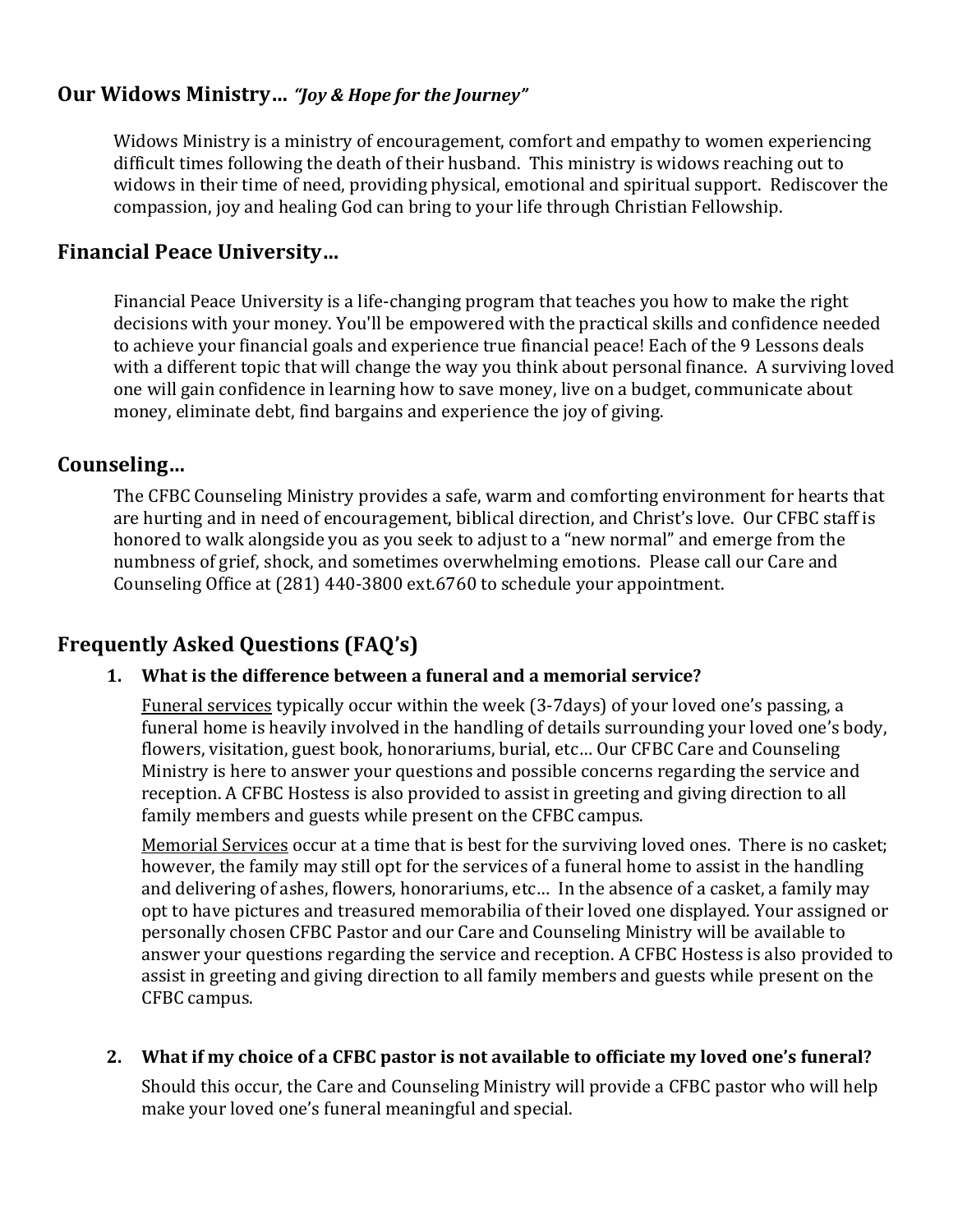## Our Widows Ministry… *"Joy & Hope for the Journey"*

Widows Ministry is a ministry of encouragement, comfort and empathy to women experiencing difficult times following the death of their husband. This ministry is widows reaching out to widows in their time of need, providing physical, emotional and spiritual support. Rediscover the compassion, joy and healing God can bring to your life through Christian Fellowship.

## Financial Peace University…

Financial Peace University is a life-changing program that teaches you how to make the right decisions with your money. You'll be empowered with the practical skills and confidence needed to achieve your financial goals and experience true financial peace! Each of the 9 Lessons deals with a different topic that will change the way you think about personal finance. A surviving loved one will gain confidence in learning how to save money, live on a budget, communicate about money, eliminate debt, find bargains and experience the joy of giving.

## Counseling…

The CFBC Counseling Ministry provides a safe, warm and comforting environment for hearts that are hurting and in need of encouragement, biblical direction, and Christ's love. Our CFBC staff is honored to walk alongside you as you seek to adjust to a "new normal" and emerge from the numbness of grief, shock, and sometimes overwhelming emotions. Please call our Care and Counseling Office at (281) 440-3800 ext.6760 to schedule your appointment.

## Frequently Asked Questions (FAQ's)

1. **What is the difference between a funeral and a memorial service?**

   Funeral services typically occur within the week (3-7days) of your loved one's passing, a funeral home is heavily involved in the handling of details surrounding your loved one's body, flowers, visitation, guest book, honorariums, burial, etc… Our CFBC Care and Counseling Ministry is here to answer your questions and possible concerns regarding the service and reception. A CFBC Hostess is also provided to assist in greeting and giving direction to all family members and guests while present on the CFBC campus.

   Memorial Services occur at a time that is best for the surviving loved ones. There is no casket; however, the family may still opt for the services of a funeral home to assist in the handling and delivering of ashes, flowers, honorariums, etc… In the absence of a casket, a family may opt to have pictures and treasured memorabilia of their loved one displayed. Your assigned or personally chosen CFBC Pastor and our Care and Counseling Ministry will be available to answer your questions regarding the service and reception. A CFBC Hostess is also provided to assist in greeting and giving direction to all family members and guests while present on the CFBC campus.

2. **What if my choice of a CFBC pastor is not available to officiate my loved one's funeral?**

   Should this occur, the Care and Counseling Ministry will provide a CFBC pastor who will help make your loved one's funeral meaningful and special.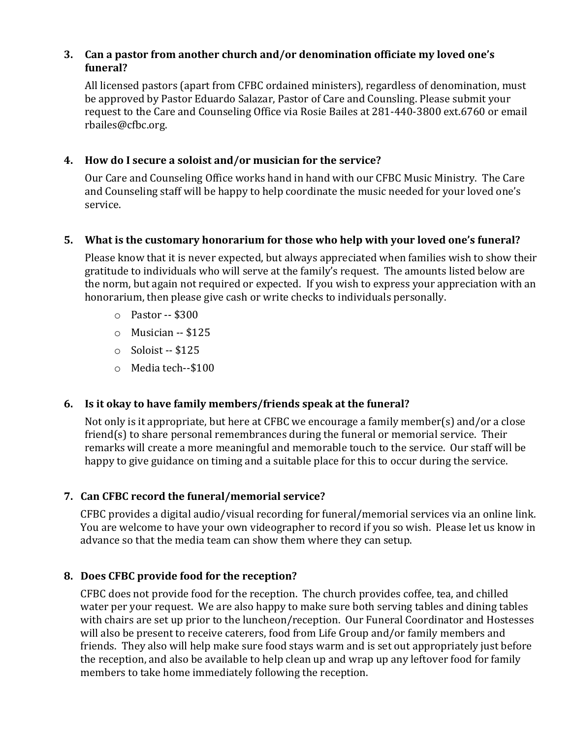3. **Can a pastor from another church and/or denomination officiate my loved one's funeral?**

   All licensed pastors (apart from CFBC ordained ministers), regardless of denomination, must be approved by Pastor Eduardo Salazar, Pastor of Care and Counseling. Please submit your request to the Care and Counseling Office via Rosie Bailes at 281-440-3800 ext.6760 or email rbailes@cfbc.org.

4. **How do I secure a soloist and/or musician for the service?**

   Our Care and Counseling Office works hand in hand with our CFBC Music Ministry. The Care and Counseling staff will be happy to help coordinate the music needed for your loved one's service.

5. **What is the customary honorarium for those who help with your loved one's funeral?**

   Please know that it is never expected, but always appreciated when families wish to show their gratitude to individuals who will serve at the family's request. The amounts listed below are the norm, but again not required or expected. If you wish to express your appreciation with an honorarium, then please give cash or write checks to individuals personally.

   - Pastor -- $300
   - Musician -- $125
   - Soloist -- $125
   - Media tech--$100

6. **Is it okay to have family members/friends speak at the funeral?**

   Not only is it appropriate, but here at CFBC we encourage a family member(s) and/or a close friend(s) to share personal remembrances during the funeral or memorial service. Their remarks will create a more meaningful and memorable touch to the service. Our staff will be happy to give guidance on timing and a suitable place for this to occur during the service.

7. **Can CFBC record the funeral/memorial service?**

   CFBC provides a digital audio/visual recording for funeral/memorial services via an online link. You are welcome to have your own videographer to record if you so wish. Please let us know in advance so that the media team can show them where they can setup.

8. **Does CFBC provide food for the reception?**

   CFBC does not provide food for the reception. The church provides coffee, tea, and chilled water per your request. We are also happy to make sure both serving tables and dining tables with chairs are set up prior to the luncheon/reception. Our Funeral Coordinator and Hostesses will also be present to receive caterers, food from Life Group and/or family members and friends. They also will help make sure food stays warm and is set out appropriately just before the reception, and also be available to help clean up and wrap up any leftover food for family members to take home immediately following the reception.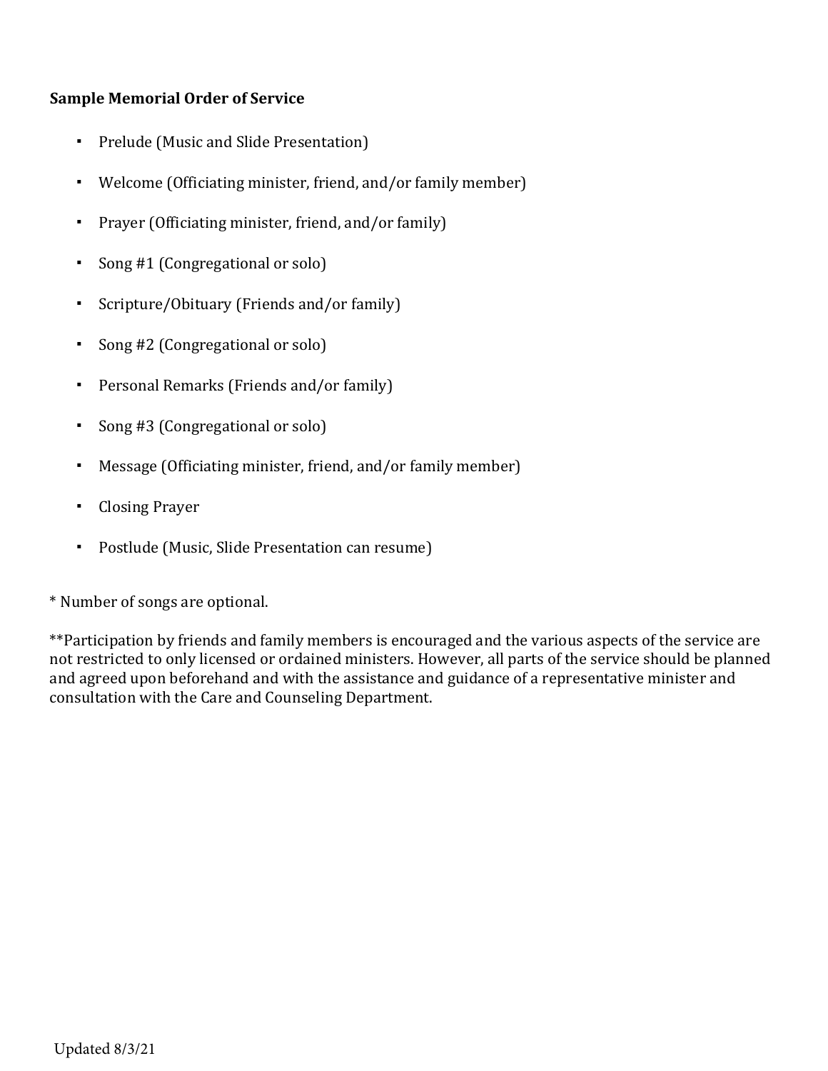**Sample Memorial Order of Service**

- Prelude (Music and Slide Presentation)
- Welcome (Officiating minister, friend, and/or family member)
- Prayer (Officiating minister, friend, and/or family)
- Song #1 (Congregational or solo)
- Scripture/Obituary (Friends and/or family)
- Song #2 (Congregational or solo)
- Personal Remarks (Friends and/or family)
- Song #3 (Congregational or solo)
- Message (Officiating minister, friend, and/or family member)
- Closing Prayer
- Postlude (Music, Slide Presentation can resume)

* Number of songs are optional.

**Participation by friends and family members is encouraged and the various aspects of the service are not restricted to only licensed or ordained ministers. However, all parts of the service should be planned and agreed upon beforehand and with the assistance and guidance of a representative minister and consultation with the Care and Counseling Department.

Updated 8/3/21